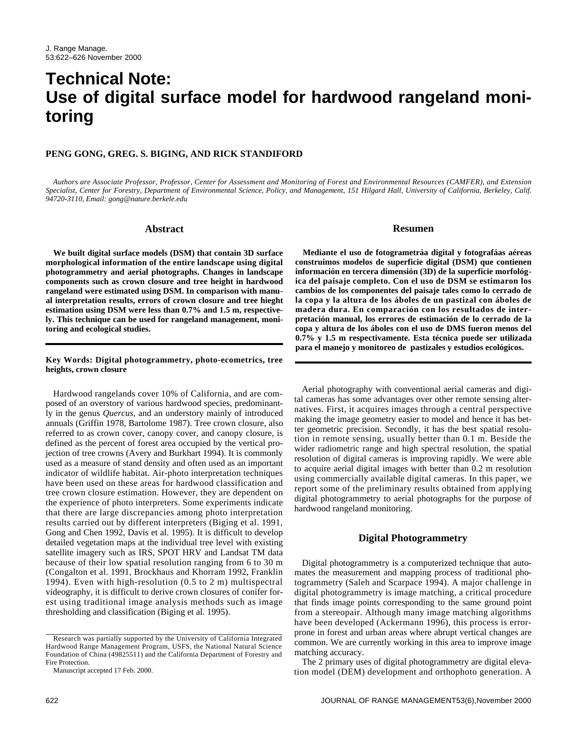# Technical Note: Use of digital surface model for hardwood rangeland monitoring

**PENG GONG, GREG. S. BIGING, AND RICK STANDIFORD**

*Authors are Associate Professor, Professor, Center for Assessment and Monitoring of Forest and Environmental Resources (CAMFER), and Extension Specialist, Center for Forestry, Department of Environmental Science, Policy, and Management, 151 Hilgard Hall, University of California, Berkeley, Calif. 94720-3110, Email: gong@nature.berkele.edu*

## Abstract

**We built digital surface models (DSM) that contain 3D surface morphological information of the entire landscape using digital photogrammetry and aerial photographs. Changes in landscape components such as crown closure and tree height in hardwood rangeland were estimated using DSM. In comparison with manual interpretation results, errors of crown closure and tree hieght estimation using DSM were less than 0.7% and 1.5 m, respectively. This technique can be used for rangeland management, monitoring and ecological studies.**

## Resumen

**Mediante el uso de fotogrametráa digital y fotografáas aéreas construimos modelos de superficie digital (DSM) que contienen información en tercera dimensión (3D) de la superficie morfológica del paisaje completo. Con el uso de DSM se estimaron los cambios de los componentes del paisaje tales como lo cerrado de la copa y la altura de los áboles de un pastizal con áboles de madera dura. En comparación con los resultados de interpretación manual, los errores de estimación de lo cerrado de la copa y altura de los áboles con el uso de DMS fueron menos del 0.7% y 1.5 m respectivamente. Esta técnica puede ser utilizada para el manejo y monitoreo de pastizales y estudios ecológicos.**

**Key Words: Digital photogrammetry, photo-ecometrics, tree heights, crown closure**

Hardwood rangelands cover 10% of California, and are composed of an overstory of various hardwood species, predominantly in the genus *Quercus*, and an understory mainly of introduced annuals (Griffin 1978, Bartolome 1987). Tree crown closure, also referred to as crown cover, canopy cover, and canopy closure, is defined as the percent of forest area occupied by the vertical projection of tree crowns (Avery and Burkhart 1994). It is commonly used as a measure of stand density and often used as an important indicator of wildlife habitat. Air-photo interpretation techniques have been used on these areas for hardwood classification and tree crown closure estimation. However, they are dependent on the experience of photo interpreters. Some experiments indicate that there are large discrepancies among photo interpretation results carried out by different interpreters (Biging et al. 1991, Gong and Chen 1992, Davis et al. 1995). It is difficult to develop detailed vegetation maps at the individual tree level with existing satellite imagery such as IRS, SPOT HRV and Landsat TM data because of their low spatial resolution ranging from 6 to 30 m (Congalton et al. 1991, Brockhaus and Khorram 1992, Franklin 1994). Even with high-resolution (0.5 to 2 m) multispectral videography, it is difficult to derive crown closures of conifer forest using traditional image analysis methods such as image thresholding and classification (Biging et al. 1995).

Research was partially supported by the University of California Integrated Hardwood Range Management Program, USFS, the National Natural Science Foundation of China (49825511) and the California Department of Forestry and Fire Protection.

Manuscript accepted 17 Feb. 2000.

Aerial photography with conventional aerial cameras and digital cameras has some advantages over other remote sensing alternatives. First, it acquires images through a central perspective making the image geometry easier to model and hence it has better geometric precision. Secondly, it has the best spatial resolution in remote sensing, usually better than 0.1 m. Beside the wider radiometric range and high spectral resolution, the spatial resolution of digital cameras is improving rapidly. We were able to acquire aerial digital images with better than 0.2 m resolution using commercially available digital cameras. In this paper, we report some of the preliminary results obtained from applying digital photogrammetry to aerial photographs for the purpose of hardwood rangeland monitoring.

## Digital Photogrammetry

Digital photogrammetry is a computerized technique that automates the measurement and mapping process of traditional photogrammetry (Saleh and Scarpace 1994). A major challenge in digital photogrammetry is image matching, a critical procedure that finds image points corresponding to the same ground point from a stereopair. Although many image matching algorithms have been developed (Ackermann 1996), this process is error-prone in forest and urban areas where abrupt vertical changes are common. We are currently working in this area to improve image matching accuracy.

The 2 primary uses of digital photogrammetry are digital elevation model (DEM) development and orthophoto generation. A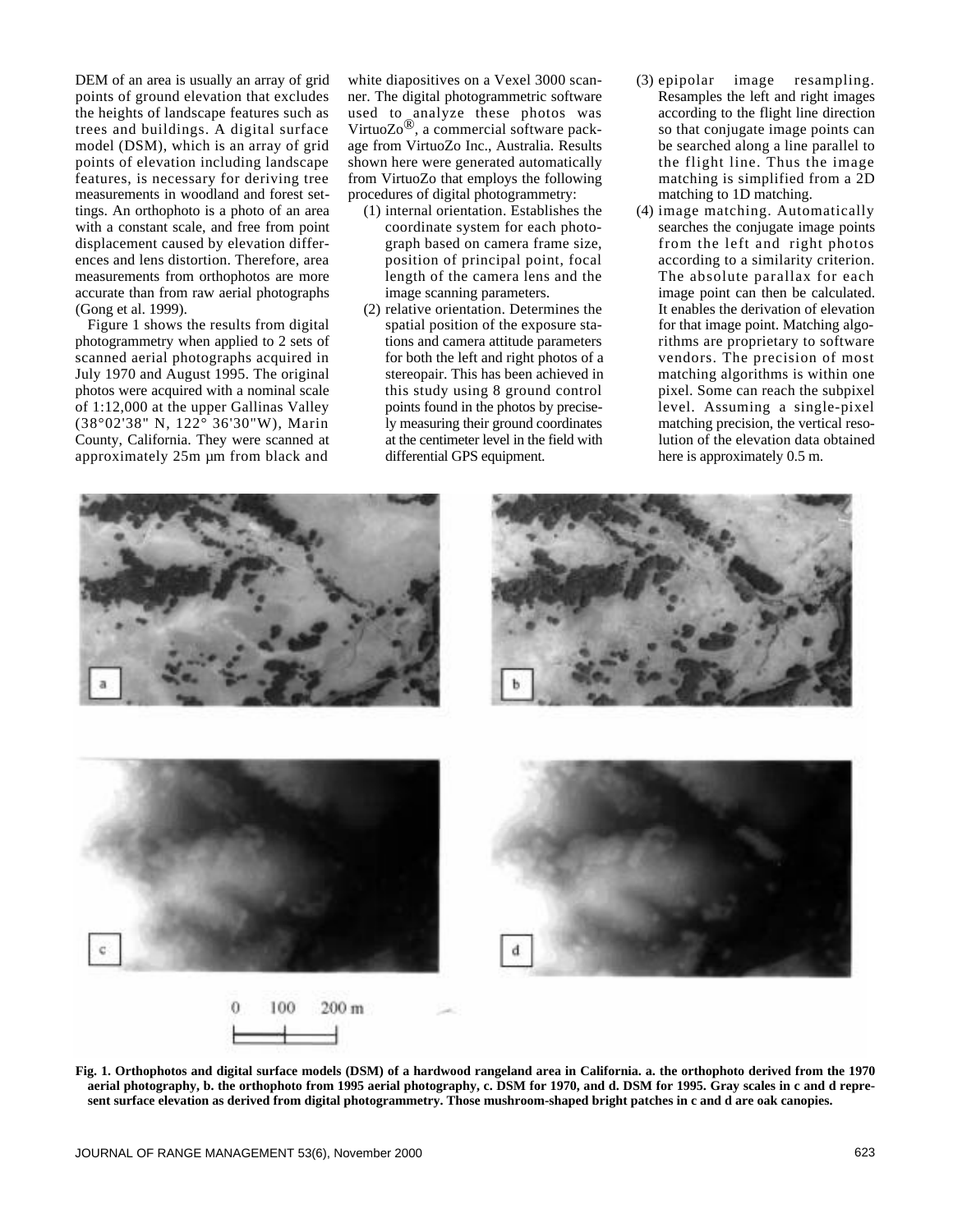DEM of an area is usually an array of grid points of ground elevation that excludes the heights of landscape features such as trees and buildings. A digital surface model (DSM), which is an array of grid points of elevation including landscape features, is necessary for deriving tree measurements in woodland and forest settings. An orthophoto is a photo of an area with a constant scale, and free from point displacement caused by elevation differences and lens distortion. Therefore, area measurements from orthophotos are more accurate than from raw aerial photographs (Gong et al. 1999).

Figure 1 shows the results from digital photogrammetry when applied to 2 sets of scanned aerial photographs acquired in July 1970 and August 1995. The original photos were acquired with a nominal scale of 1:12,000 at the upper Gallinas Valley (38°02'38" N, 122° 36'30"W), Marin County, California. They were scanned at approximately 25m µm from black and white diapositives on a Vexel 3000 scanner. The digital photogrammetric software used to analyze these photos was VirtuoZo®, a commercial software package from VirtuoZo Inc., Australia. Results shown here were generated automatically from VirtuoZo that employs the following procedures of digital photogrammetry:

(1) internal orientation. Establishes the coordinate system for each photograph based on camera frame size, position of principal point, focal length of the camera lens and the image scanning parameters.
(2) relative orientation. Determines the spatial position of the exposure stations and camera attitude parameters for both the left and right photos of a stereopair. This has been achieved in this study using 8 ground control points found in the photos by precisely measuring their ground coordinates at the centimeter level in the field with differential GPS equipment.
(3) epipolar image resampling. Resamples the left and right images according to the flight line direction so that conjugate image points can be searched along a line parallel to the flight line. Thus the image matching is simplified from a 2D matching to 1D matching.
(4) image matching. Automatically searches the conjugate image points from the left and right photos according to a similarity criterion. The absolute parallax for each image point can then be calculated. It enables the derivation of elevation for that image point. Matching algorithms are proprietary to software vendors. The precision of most matching algorithms is within one pixel. Some can reach the subpixel level. Assuming a single-pixel matching precision, the vertical resolution of the elevation data obtained here is approximately 0.5 m.

**Fig. 1. Orthophotos and digital surface models (DSM) of a hardwood rangeland area in California. a. the orthophoto derived from the 1970 aerial photography, b. the orthophoto from 1995 aerial photography, c. DSM for 1970, and d. DSM for 1995. Gray scales in c and d represent surface elevation as derived from digital photogrammetry. Those mushroom-shaped bright patches in c and d are oak canopies.**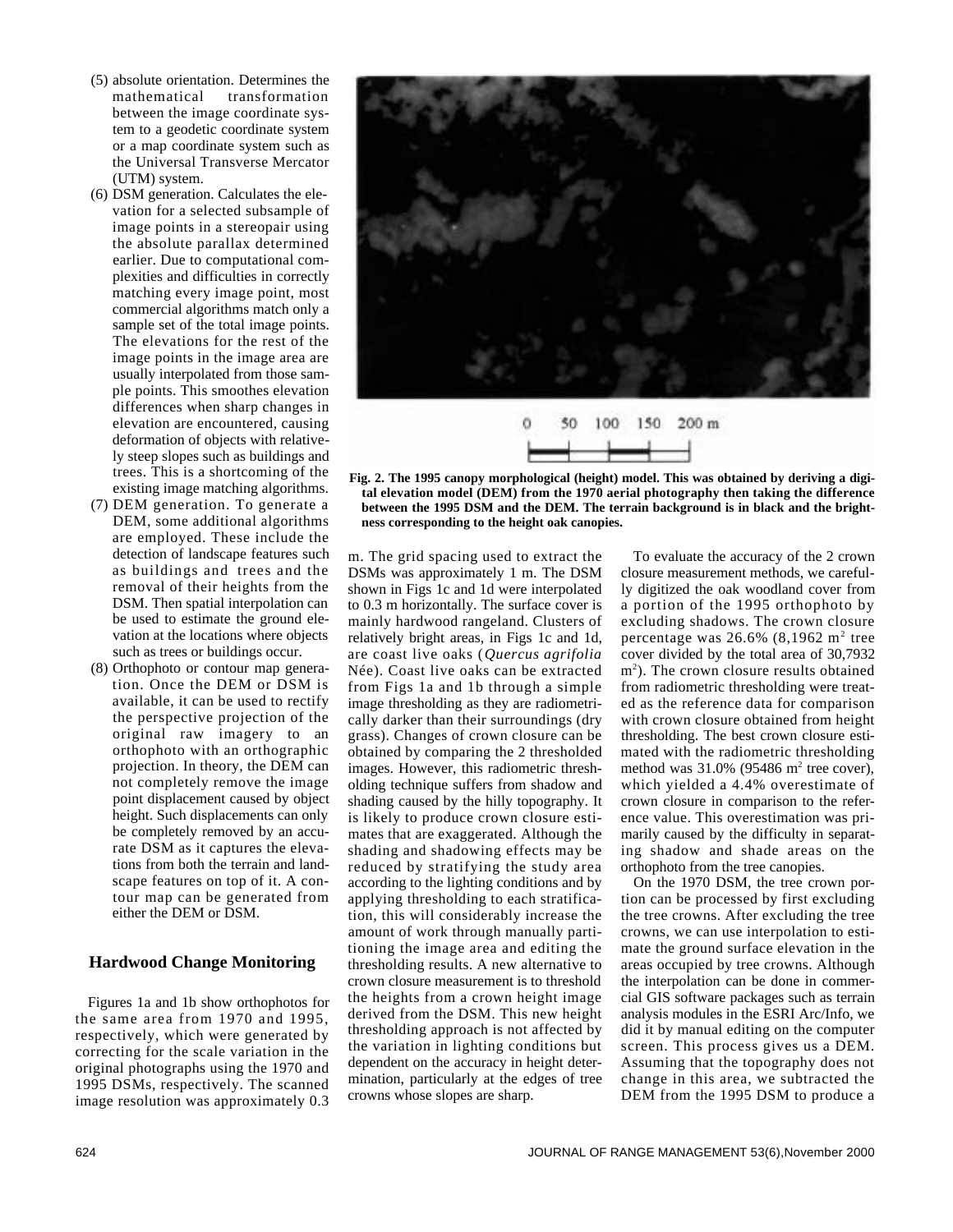(5) absolute orientation. Determines the mathematical transformation between the image coordinate system to a geodetic coordinate system or a map coordinate system such as the Universal Transverse Mercator (UTM) system.

(6) DSM generation. Calculates the elevation for a selected subsample of image points in a stereopair using the absolute parallax determined earlier. Due to computational complexities and difficulties in correctly matching every image point, most commercial algorithms match only a sample set of the total image points. The elevations for the rest of the image points in the image area are usually interpolated from those sample points. This smoothes elevation differences when sharp changes in elevation are encountered, causing deformation of objects with relatively steep slopes such as buildings and trees. This is a shortcoming of the existing image matching algorithms.

(7) DEM generation. To generate a DEM, some additional algorithms are employed. These include the detection of landscape features such as buildings and trees and the removal of their heights from the DSM. Then spatial interpolation can be used to estimate the ground elevation at the locations where objects such as trees or buildings occur.

(8) Orthophoto or contour map generation. Once the DEM or DSM is available, it can be used to rectify the perspective projection of the original raw imagery to an orthophoto with an orthographic projection. In theory, the DEM can not completely remove the image point displacement caused by object height. Such displacements can only be completely removed by an accurate DSM as it captures the elevations from both the terrain and landscape features on top of it. A contour map can be generated from either the DEM or DSM.

## Hardwood Change Monitoring

Figures 1a and 1b show orthophotos for the same area from 1970 and 1995, respectively, which were generated by correcting for the scale variation in the original photographs using the 1970 and 1995 DSMs, respectively. The scanned image resolution was approximately 0.3 m. The grid spacing used to extract the DSMs was approximately 1 m. The DSM shown in Figs 1c and 1d were interpolated to 0.3 m horizontally. The surface cover is mainly hardwood rangeland. Clusters of relatively bright areas, in Figs 1c and 1d, are coast live oaks (*Quercus agrifolia* Née). Coast live oaks can be extracted from Figs 1a and 1b through a simple image thresholding as they are radiometrically darker than their surroundings (dry grass). Changes of crown closure can be obtained by comparing the 2 thresholded images. However, this radiometric thresholding technique suffers from shadow and shading caused by the hilly topography. It is likely to produce crown closure estimates that are exaggerated. Although the shading and shadowing effects may be reduced by stratifying the study area according to the lighting conditions and by applying thresholding to each stratification, this will considerably increase the amount of work through manually partitioning the image area and editing the thresholding results. A new alternative to crown closure measurement is to threshold the heights from a crown height image derived from the DSM. This new height thresholding approach is not affected by the variation in lighting conditions but dependent on the accuracy in height determination, particularly at the edges of tree crowns whose slopes are sharp.

**Fig. 2. The 1995 canopy morphological (height) model. This was obtained by deriving a digital elevation model (DEM) from the 1970 aerial photography then taking the difference between the 1995 DSM and the DEM. The terrain background is in black and the brightness corresponding to the height oak canopies.**

To evaluate the accuracy of the 2 crown closure measurement methods, we carefully digitized the oak woodland cover from a portion of the 1995 orthophoto by excluding shadows. The crown closure percentage was 26.6% (8,1962 $m^2$ tree cover divided by the total area of 30,7932 $m^2$). The crown closure results obtained from radiometric thresholding were treated as the reference data for comparison with crown closure obtained from height thresholding. The best crown closure estimated with the radiometric thresholding method was 31.0% (95486 $m^2$ tree cover), which yielded a 4.4% overestimate of crown closure in comparison to the reference value. This overestimation was primarily caused by the difficulty in separating shadow and shade areas on the orthophoto from the tree canopies.

On the 1970 DSM, the tree crown portion can be processed by first excluding the tree crowns. After excluding the tree crowns, we can use interpolation to estimate the ground surface elevation in the areas occupied by tree crowns. Although the interpolation can be done in commercial GIS software packages such as terrain analysis modules in the ESRI Arc/Info, we did it by manual editing on the computer screen. This process gives us a DEM. Assuming that the topography does not change in this area, we subtracted the DEM from the 1995 DSM to produce a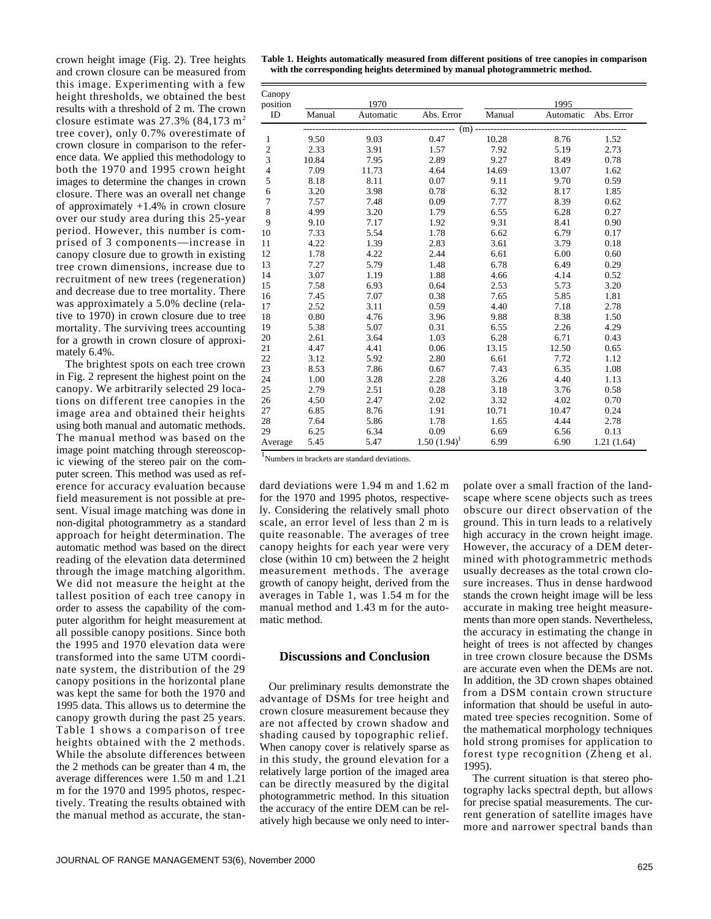crown height image (Fig. 2). Tree heights and crown closure can be measured from this image. Experimenting with a few height thresholds, we obtained the best results with a threshold of 2 m. The crown closure estimate was 27.3% (84,173 $m^2$ tree cover), only 0.7% overestimate of crown closure in comparison to the reference data. We applied this methodology to both the 1970 and 1995 crown height images to determine the changes in crown closure. There was an overall net change of approximately +1.4% in crown closure over our study area during this 25-year period. However, this number is comprised of 3 components—increase in canopy closure due to growth in existing tree crown dimensions, increase due to recruitment of new trees (regeneration) and decrease due to tree mortality. There was approximately a 5.0% decline (relative to 1970) in crown closure due to tree mortality. The surviving trees accounting for a growth in crown closure of approximately 6.4%.

The brightest spots on each tree crown in Fig. 2 represent the highest point on the canopy. We arbitrarily selected 29 locations on different tree canopies in the image area and obtained their heights using both manual and automatic methods. The manual method was based on the image point matching through stereoscopic viewing of the stereo pair on the computer screen. This method was used as reference for accuracy evaluation because field measurement is not possible at present. Visual image matching was done in non-digital photogrammetry as a standard approach for height determination. The automatic method was based on the direct reading of the elevation data determined through the image matching algorithm. We did not measure the height at the tallest position of each tree canopy in order to assess the capability of the computer algorithm for height measurement at all possible canopy positions. Since both the 1995 and 1970 elevation data were transformed into the same UTM coordinate system, the distribution of the 29 canopy positions in the horizontal plane was kept the same for both the 1970 and 1995 data. This allows us to determine the canopy growth during the past 25 years. Table 1 shows a comparison of tree heights obtained with the 2 methods. While the absolute differences between the 2 methods can be greater than 4 m, the average differences were 1.50 m and 1.21 m for the 1970 and 1995 photos, respectively. Treating the results obtained with the manual method as accurate, the standard deviations were 1.94 m and 1.62 m for the 1970 and 1995 photos, respectively. Considering the relatively small photo scale, an error level of less than 2 m is quite reasonable. The averages of tree canopy heights for each year were very close (within 10 cm) between the 2 height measurement methods. The average growth of canopy height, derived from the averages in Table 1, was 1.54 m for the manual method and 1.43 m for the automatic method.

**Table 1. Heights automatically measured from different positions of tree canopies in comparison with the corresponding heights determined by manual photogrammetric method.**

| Canopy position ID | 1970 Manual | 1970 Automatic | 1970 Abs. Error | 1995 Manual | 1995 Automatic | 1995 Abs. Error |
|---|---|---|---|---|---|---|
| | (m) | | | | | |
| 1 | 9.50 | 9.03 | 0.47 | 10.28 | 8.76 | 1.52 |
| 2 | 2.33 | 3.91 | 1.57 | 7.92 | 5.19 | 2.73 |
| 3 | 10.84 | 7.95 | 2.89 | 9.27 | 8.49 | 0.78 |
| 4 | 7.09 | 11.73 | 4.64 | 14.69 | 13.07 | 1.62 |
| 5 | 8.18 | 8.11 | 0.07 | 9.11 | 9.70 | 0.59 |
| 6 | 3.20 | 3.98 | 0.78 | 6.32 | 8.17 | 1.85 |
| 7 | 7.57 | 7.48 | 0.09 | 7.77 | 8.39 | 0.62 |
| 8 | 4.99 | 3.20 | 1.79 | 6.55 | 6.28 | 0.27 |
| 9 | 9.10 | 7.17 | 1.92 | 9.31 | 8.41 | 0.90 |
| 10 | 7.33 | 5.54 | 1.78 | 6.62 | 6.79 | 0.17 |
| 11 | 4.22 | 1.39 | 2.83 | 3.61 | 3.79 | 0.18 |
| 12 | 1.78 | 4.22 | 2.44 | 6.61 | 6.00 | 0.60 |
| 13 | 7.27 | 5.79 | 1.48 | 6.78 | 6.49 | 0.29 |
| 14 | 3.07 | 1.19 | 1.88 | 4.66 | 4.14 | 0.52 |
| 15 | 7.58 | 6.93 | 0.64 | 2.53 | 5.73 | 3.20 |
| 16 | 7.45 | 7.07 | 0.38 | 7.65 | 5.85 | 1.81 |
| 17 | 2.52 | 3.11 | 0.59 | 4.40 | 7.18 | 2.78 |
| 18 | 0.80 | 4.76 | 3.96 | 9.88 | 8.38 | 1.50 |
| 19 | 5.38 | 5.07 | 0.31 | 6.55 | 2.26 | 4.29 |
| 20 | 2.61 | 3.64 | 1.03 | 6.28 | 6.71 | 0.43 |
| 21 | 4.47 | 4.41 | 0.06 | 13.15 | 12.50 | 0.65 |
| 22 | 3.12 | 5.92 | 2.80 | 6.61 | 7.72 | 1.12 |
| 23 | 8.53 | 7.86 | 0.67 | 7.43 | 6.35 | 1.08 |
| 24 | 1.00 | 3.28 | 2.28 | 3.26 | 4.40 | 1.13 |
| 25 | 2.79 | 2.51 | 0.28 | 3.18 | 3.76 | 0.58 |
| 26 | 4.50 | 2.47 | 2.02 | 3.32 | 4.02 | 0.70 |
| 27 | 6.85 | 8.76 | 1.91 | 10.71 | 10.47 | 0.24 |
| 28 | 7.64 | 5.86 | 1.78 | 1.65 | 4.44 | 2.78 |
| 29 | 6.25 | 6.34 | 0.09 | 6.69 | 6.56 | 0.13 |
| Average | 5.45 | 5.47 | 1.50 (1.94)[1] | 6.99 | 6.90 | 1.21 (1.64) |

[1] Numbers in brackets are standard deviations.

## Discussions and Conclusion

Our preliminary results demonstrate the advantage of DSMs for tree height and crown closure measurement because they are not affected by crown shadow and shading caused by topographic relief. When canopy cover is relatively sparse as in this study, the ground elevation for a relatively large portion of the imaged area can be directly measured by the digital photogrammetric method. In this situation the accuracy of the entire DEM can be relatively high because we only need to interpolate over a small fraction of the landscape where scene objects such as trees obscure our direct observation of the ground. This in turn leads to a relatively high accuracy in the crown height image. However, the accuracy of a DEM determined with photogrammetric methods usually decreases as the total crown closure increases. Thus in dense hardwood stands the crown height image will be less accurate in making tree height measurements than more open stands. Nevertheless, the accuracy in estimating the change in height of trees is not affected by changes in tree crown closure because the DSMs are accurate even when the DEMs are not. In addition, the 3D crown shapes obtained from a DSM contain crown structure information that should be useful in automated tree species recognition. Some of the mathematical morphology techniques hold strong promises for application to forest type recognition (Zheng et al. 1995).

The current situation is that stereo photography lacks spectral depth, but allows for precise spatial measurements. The current generation of satellite images have more and narrower spectral bands than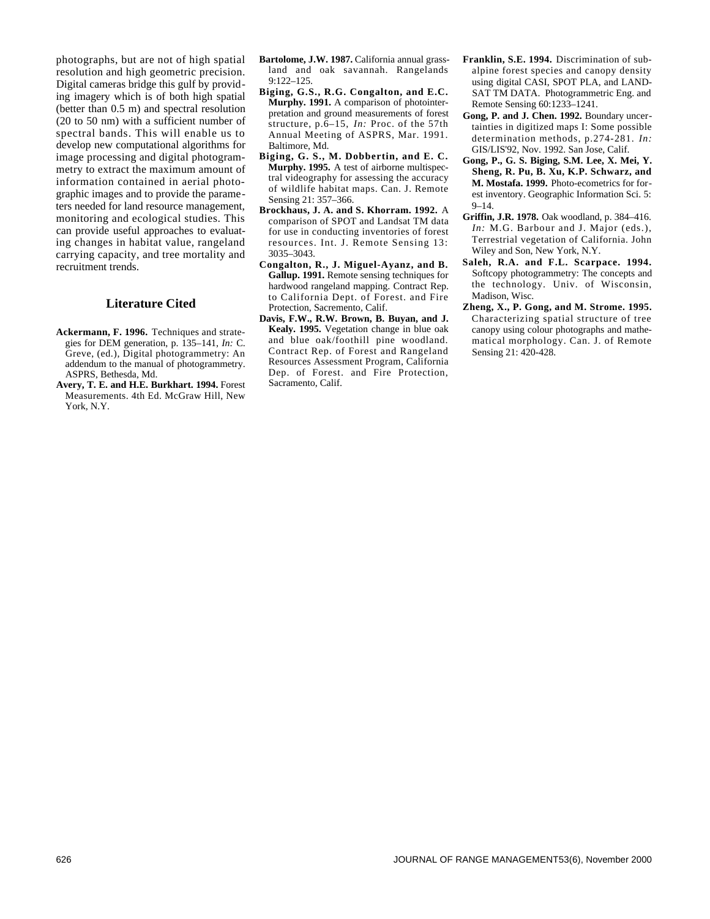photographs, but are not of high spatial resolution and high geometric precision. Digital cameras bridge this gulf by providing imagery which is of both high spatial (better than 0.5 m) and spectral resolution (20 to 50 nm) with a sufficient number of spectral bands. This will enable us to develop new computational algorithms for image processing and digital photogrammetry to extract the maximum amount of information contained in aerial photographic images and to provide the parameters needed for land resource management, monitoring and ecological studies. This can provide useful approaches to evaluating changes in habitat value, rangeland carrying capacity, and tree mortality and recruitment trends.

## Literature Cited

**Ackermann, F. 1996.** Techniques and strategies for DEM generation, p. 135–141, *In:* C. Greve, (ed.), Digital photogrammetry: An addendum to the manual of photogrammetry. ASPRS, Bethesda, Md.

**Avery, T. E. and H.E. Burkhart. 1994.** Forest Measurements. 4th Ed. McGraw Hill, New York, N.Y.

**Bartolome, J.W. 1987.** California annual grassland and oak savannah. Rangelands 9:122–125.

**Biging, G.S., R.G. Congalton, and E.C. Murphy. 1991.** A comparison of photointerpretation and ground measurements of forest structure, p.6–15, *In:* Proc. of the 57th Annual Meeting of ASPRS, Mar. 1991. Baltimore, Md.

**Biging, G. S., M. Dobbertin, and E. C. Murphy. 1995.** A test of airborne multispectral videography for assessing the accuracy of wildlife habitat maps. Can. J. Remote Sensing 21: 357–366.

**Brockhaus, J. A. and S. Khorram. 1992.** A comparison of SPOT and Landsat TM data for use in conducting inventories of forest resources. Int. J. Remote Sensing 13: 3035–3043.

**Congalton, R., J. Miguel-Ayanz, and B. Gallup. 1991.** Remote sensing techniques for hardwood rangeland mapping. Contract Rep. to California Dept. of Forest. and Fire Protection, Sacremento, Calif.

**Davis, F.W., R.W. Brown, B. Buyan, and J. Kealy. 1995.** Vegetation change in blue oak and blue oak/foothill pine woodland. Contract Rep. of Forest and Rangeland Resources Assessment Program, California Dep. of Forest. and Fire Protection, Sacramento, Calif.

**Franklin, S.E. 1994.** Discrimination of subalpine forest species and canopy density using digital CASI, SPOT PLA, and LANDSAT TM DATA. Photogrammetric Eng. and Remote Sensing 60:1233–1241.

**Gong, P. and J. Chen. 1992.** Boundary uncertainties in digitized maps I: Some possible determination methods, p.274-281. *In:* GIS/LIS'92, Nov. 1992. San Jose, Calif.

**Gong, P., G. S. Biging, S.M. Lee, X. Mei, Y. Sheng, R. Pu, B. Xu, K.P. Schwarz, and M. Mostafa. 1999.** Photo-ecometrics for forest inventory. Geographic Information Sci. 5: 9–14.

**Griffin, J.R. 1978.** Oak woodland, p. 384–416. *In:* M.G. Barbour and J. Major (eds.), Terrestrial vegetation of California. John Wiley and Son, New York, N.Y.

**Saleh, R.A. and F.L. Scarpace. 1994.** Softcopy photogrammetry: The concepts and the technology. Univ. of Wisconsin, Madison, Wisc.

**Zheng, X., P. Gong, and M. Strome. 1995.** Characterizing spatial structure of tree canopy using colour photographs and mathematical morphology. Can. J. of Remote Sensing 21: 420-428.